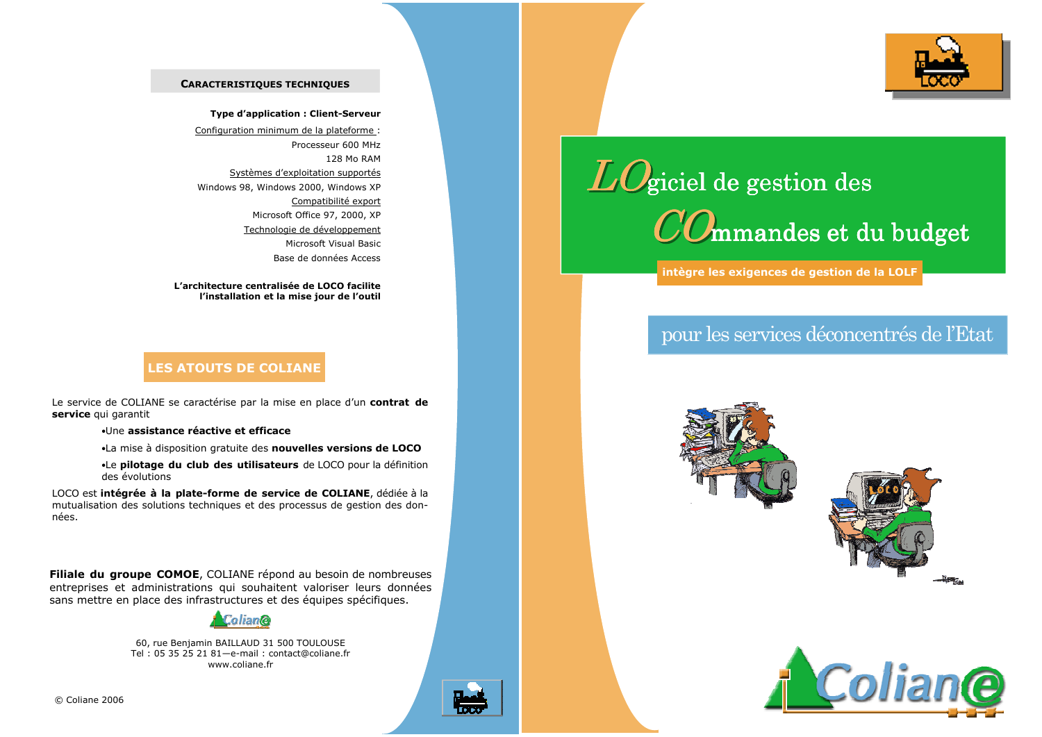## CARACTERISTIQUES TECHNIQUES

**Type d'application : Client-Serveur**

Configuration minimum de la plateforme :
Processeur 600 MHz
128 Mo RAM

Systèmes d'exploitation supportés
Windows 98, Windows 2000, Windows XP

Compatibilité export
Microsoft Office 97, 2000, XP

Technologie de développement
Microsoft Visual Basic
Base de données Access

**L'architecture centralisée de LOCO facilite l'installation et la mise jour de l'outil**

## LES ATOUTS DE COLIANE

Le service de COLIANE se caractérise par la mise en place d'un **contrat de service** qui garantit

- Une **assistance réactive et efficace**
- La mise à disposition gratuite des **nouvelles versions de LOCO**
- Le **pilotage du club des utilisateurs** de LOCO pour la définition des évolutions

LOCO est **intégrée à la plate-forme de service de COLIANE**, dédiée à la mutualisation des solutions techniques et des processus de gestion des données.

**Filiale du groupe COMOE**, COLIANE répond au besoin de nombreuses entreprises et administrations qui souhaitent valoriser leurs données sans mettre en place des infrastructures et des équipes spécifiques.

Coliane

60, rue Benjamin BAILLAUD 31 500 TOULOUSE
Tel : 05 35 25 21 81—e-mail : contact@coliane.fr
www.coliane.fr

© Coliane 2006

LOCO

# LOgiciel de gestion des COmmandes et du budget

**intègre les exigences de gestion de la LOLF**

## pour les services déconcentrés de l'Etat

Coliane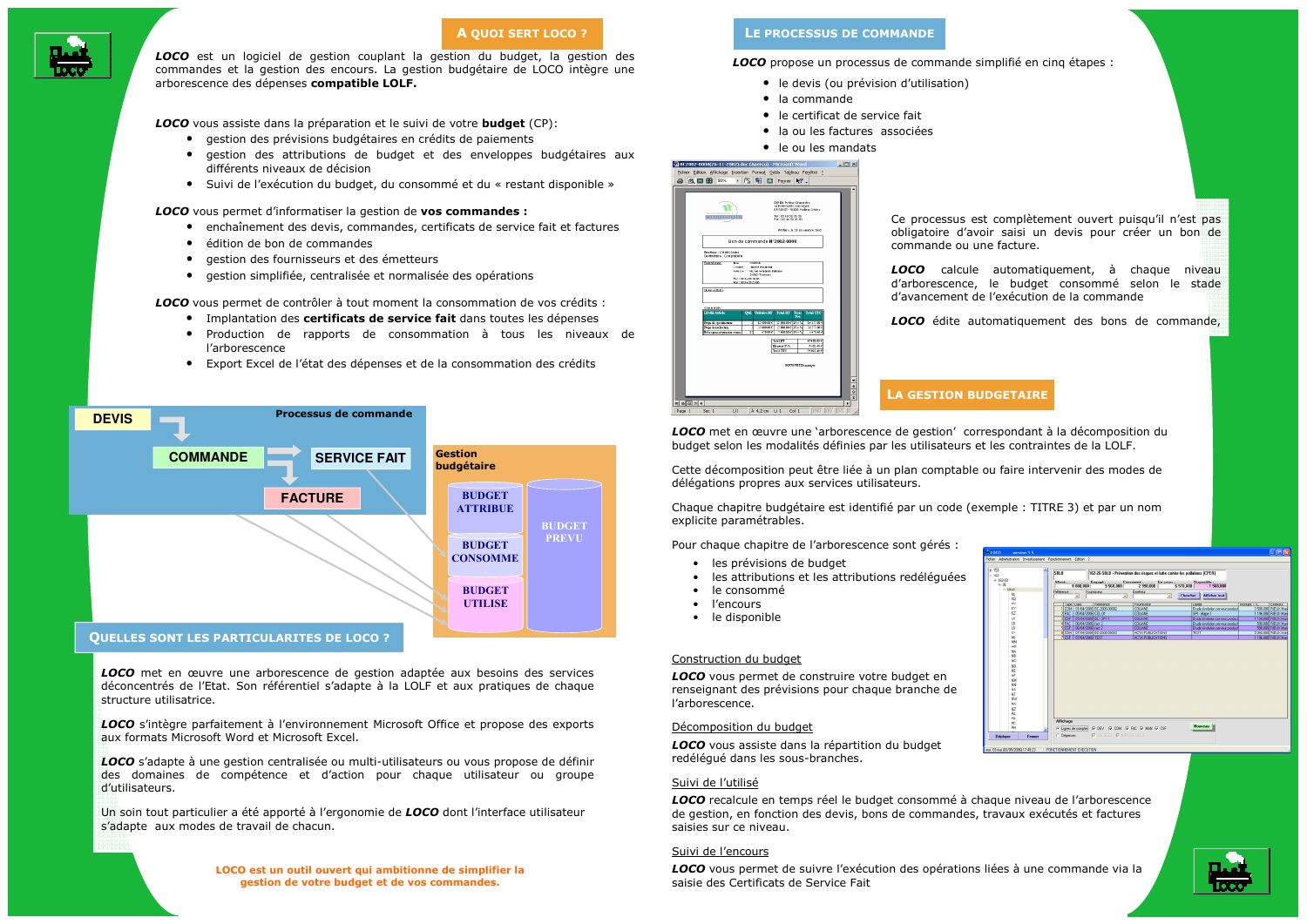## A QUOI SERT LOCO ?

***LOCO*** est un logiciel de gestion couplant la gestion du budget, la gestion des commandes et la gestion des encours. La gestion budgétaire de LOCO intègre une arborescence des dépenses **compatible LOLF.**

***LOCO*** vous assiste dans la préparation et le suivi de votre **budget** (CP):

- gestion des prévisions budgétaires en crédits de paiements
- gestion des attributions de budget et des enveloppes budgétaires aux différents niveaux de décision
- Suivi de l'exécution du budget, du consommé et du « restant disponible »

***LOCO*** vous permet d'informatiser la gestion de **vos commandes :**

- enchaînement des devis, commandes, certificats de service fait et factures
- édition de bon de commandes
- gestion des fournisseurs et des émetteurs
- gestion simplifiée, centralisée et normalisée des opérations

***LOCO*** vous permet de contrôler à tout moment la consommation de vos crédits :

- Implantation des **certificats de service fait** dans toutes les dépenses
- Production de rapports de consommation à tous les niveaux de l'arborescence
- Export Excel de l'état des dépenses et de la consommation des crédits

Processus de commande

DEVIS

COMMANDE

SERVICE FAIT

FACTURE

Gestion budgétaire

BUDGET ATTRIBUE

BUDGET CONSOMME

BUDGET UTILISE

BUDGET PREVU

## QUELLES SONT LES PARTICULARITES DE LOCO ?

***LOCO*** met en œuvre une arborescence de gestion adaptée aux besoins des services déconcentrés de l'Etat. Son référentiel s'adapte à la LOLF et aux pratiques de chaque structure utilisatrice.

***LOCO*** s'intègre parfaitement à l'environnement Microsoft Office et propose des exports aux formats Microsoft Word et Microsoft Excel.

***LOCO*** s'adapte à une gestion centralisée ou multi-utilisateurs ou vous propose de définir des domaines de compétence et d'action pour chaque utilisateur ou groupe d'utilisateurs.

Un soin tout particulier a été apporté à l'ergonomie de ***LOCO*** dont l'interface utilisateur s'adapte aux modes de travail de chacun.

**LOCO est un outil ouvert qui ambitionne de simplifier la gestion de votre budget et de vos commandes.**

## LE PROCESSUS DE COMMANDE

***LOCO*** propose un processus de commande simplifié en cinq étapes :

- le devis (ou prévision d'utilisation)
- la commande
- le certificat de service fait
- la ou les factures associées
- le ou les mandats

Ce processus est complètement ouvert puisqu'il n'est pas obligatoire d'avoir saisi un devis pour créer un bon de commande ou une facture.

***LOCO*** calcule automatiquement, à chaque niveau d'arborescence, le budget consommé selon le stade d'avancement de l'exécution de la commande

***LOCO*** édite automatiquement des bons de commande,

## LA GESTION BUDGETAIRE

***LOCO*** met en œuvre une 'arborescence de gestion' correspondant à la décomposition du budget selon les modalités définies par les utilisateurs et les contraintes de la LOLF.

Cette décomposition peut être liée à un plan comptable ou faire intervenir des modes de délégations propres aux services utilisateurs.

Chaque chapitre budgétaire est identifié par un code (exemple : TITRE 3) et par un nom explicite paramétrables.

Pour chaque chapitre de l'arborescence sont gérés :

- les prévisions de budget
- les attributions et les attributions redéléguées
- le consommé
- l'encours
- le disponible

<u>Construction du budget</u>

***LOCO*** vous permet de construire votre budget en renseignant des prévisions pour chaque branche de l'arborescence.

<u>Décomposition du budget</u>

***LOCO*** vous assiste dans la répartition du budget redélégué dans les sous-branches.

<u>Suivi de l'utilisé</u>

***LOCO*** recalcule en temps réel le budget consommé à chaque niveau de l'arborescence de gestion, en fonction des devis, bons de commandes, travaux exécutés et factures saisies sur ce niveau.

<u>Suivi de l'encours</u>

***LOCO*** vous permet de suivre l'exécution des opérations liées à une commande via la saisie des Certificats de Service Fait